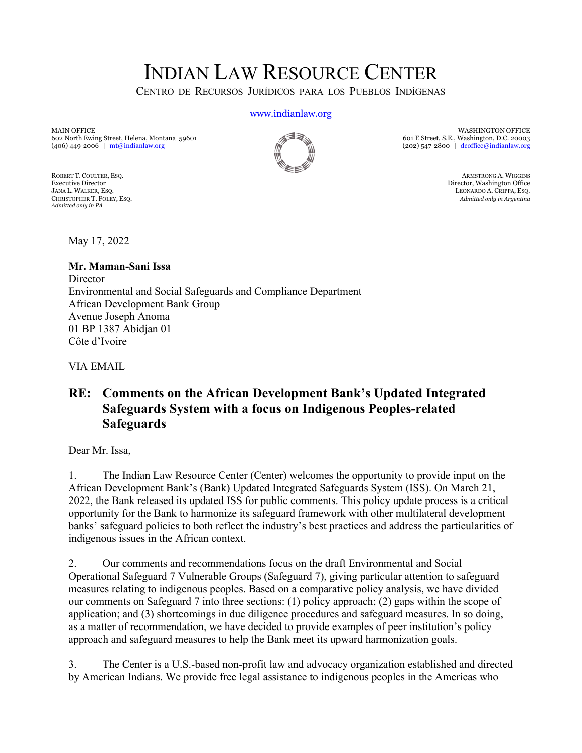# INDIAN LAW RESOURCE CENTER

CENTRO DE RECURSOS JURÍDICOS PARA LOS PUEBLOS INDÍGENAS

www.indianlaw.org

MAIN OFFICE
602 North Ewing Street, Helena, Montana 59601
(406) 449-2006 | mt@indianlaw.org

WASHINGTON OFFICE
601 E Street, S.E., Washington, D.C. 20003
(202) 547-2800 | dcoffice@indianlaw.org

ROBERT T. COULTER, ESQ.
Executive Director
JANA L. WALKER, ESQ.
CHRISTOPHER T. FOLEY, ESQ.
*Admitted only in PA*

ARMSTRONG A. WIGGINS
Director, Washington Office
LEONARDO A. CRIPPA, ESQ.
*Admitted only in Argentina*

May 17, 2022

**Mr. Maman-Sani Issa**
Director
Environmental and Social Safeguards and Compliance Department
African Development Bank Group
Avenue Joseph Anoma
01 BP 1387 Abidjan 01
Côte d'Ivoire

VIA EMAIL

## RE: Comments on the African Development Bank's Updated Integrated Safeguards System with a focus on Indigenous Peoples-related Safeguards

Dear Mr. Issa,

1. The Indian Law Resource Center (Center) welcomes the opportunity to provide input on the African Development Bank's (Bank) Updated Integrated Safeguards System (ISS). On March 21, 2022, the Bank released its updated ISS for public comments. This policy update process is a critical opportunity for the Bank to harmonize its safeguard framework with other multilateral development banks' safeguard policies to both reflect the industry's best practices and address the particularities of indigenous issues in the African context.

2. Our comments and recommendations focus on the draft Environmental and Social Operational Safeguard 7 Vulnerable Groups (Safeguard 7), giving particular attention to safeguard measures relating to indigenous peoples. Based on a comparative policy analysis, we have divided our comments on Safeguard 7 into three sections: (1) policy approach; (2) gaps within the scope of application; and (3) shortcomings in due diligence procedures and safeguard measures. In so doing, as a matter of recommendation, we have decided to provide examples of peer institution's policy approach and safeguard measures to help the Bank meet its upward harmonization goals.

3. The Center is a U.S.-based non-profit law and advocacy organization established and directed by American Indians. We provide free legal assistance to indigenous peoples in the Americas who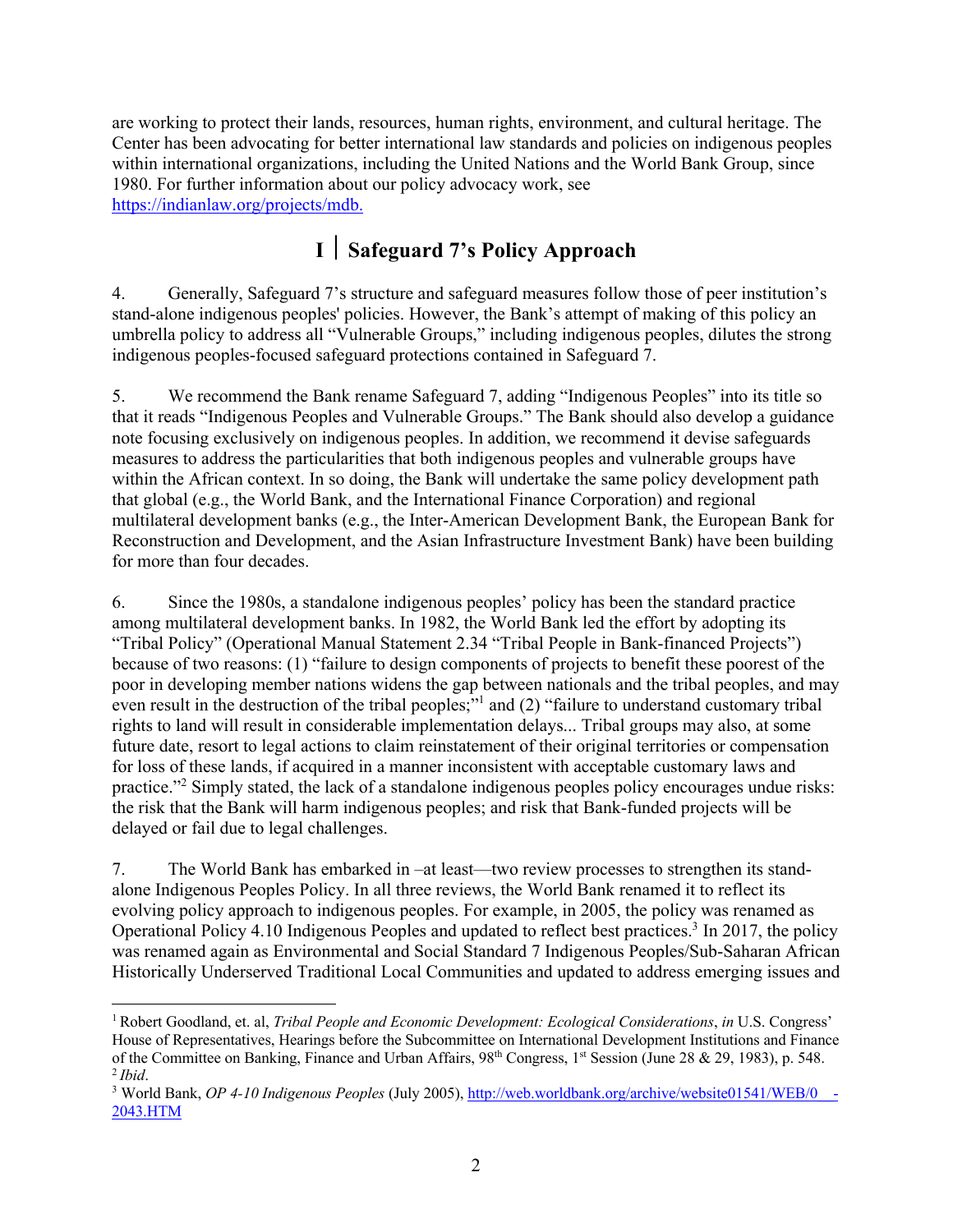are working to protect their lands, resources, human rights, environment, and cultural heritage. The Center has been advocating for better international law standards and policies on indigenous peoples within international organizations, including the United Nations and the World Bank Group, since 1980. For further information about our policy advocacy work, see [https://indianlaw.org/projects/mdb.](https://indianlaw.org/projects/mdb)

## I | Safeguard 7's Policy Approach

4. Generally, Safeguard 7's structure and safeguard measures follow those of peer institution's stand-alone indigenous peoples' policies. However, the Bank's attempt of making of this policy an umbrella policy to address all "Vulnerable Groups," including indigenous peoples, dilutes the strong indigenous peoples-focused safeguard protections contained in Safeguard 7.

5. We recommend the Bank rename Safeguard 7, adding "Indigenous Peoples" into its title so that it reads "Indigenous Peoples and Vulnerable Groups." The Bank should also develop a guidance note focusing exclusively on indigenous peoples. In addition, we recommend it devise safeguards measures to address the particularities that both indigenous peoples and vulnerable groups have within the African context. In so doing, the Bank will undertake the same policy development path that global (e.g., the World Bank, and the International Finance Corporation) and regional multilateral development banks (e.g., the Inter-American Development Bank, the European Bank for Reconstruction and Development, and the Asian Infrastructure Investment Bank) have been building for more than four decades.

6. Since the 1980s, a standalone indigenous peoples' policy has been the standard practice among multilateral development banks. In 1982, the World Bank led the effort by adopting its "Tribal Policy" (Operational Manual Statement 2.34 "Tribal People in Bank-financed Projects") because of two reasons: (1) "failure to design components of projects to benefit these poorest of the poor in developing member nations widens the gap between nationals and the tribal peoples, and may even result in the destruction of the tribal peoples;"[1] and (2) "failure to understand customary tribal rights to land will result in considerable implementation delays... Tribal groups may also, at some future date, resort to legal actions to claim reinstatement of their original territories or compensation for loss of these lands, if acquired in a manner inconsistent with acceptable customary laws and practice."[2] Simply stated, the lack of a standalone indigenous peoples policy encourages undue risks: the risk that the Bank will harm indigenous peoples; and risk that Bank-funded projects will be delayed or fail due to legal challenges.

7. The World Bank has embarked in –at least—two review processes to strengthen its stand-alone Indigenous Peoples Policy. In all three reviews, the World Bank renamed it to reflect its evolving policy approach to indigenous peoples. For example, in 2005, the policy was renamed as Operational Policy 4.10 Indigenous Peoples and updated to reflect best practices.[3] In 2017, the policy was renamed again as Environmental and Social Standard 7 Indigenous Peoples/Sub-Saharan African Historically Underserved Traditional Local Communities and updated to address emerging issues and

---

[1] Robert Goodland, et. al, *Tribal People and Economic Development: Ecological Considerations*, *in* U.S. Congress' House of Representatives, Hearings before the Subcommittee on International Development Institutions and Finance of the Committee on Banking, Finance and Urban Affairs, 98th Congress, 1st Session (June 28 & 29, 1983), p. 548.

[2] *Ibid*.

[3] World Bank, *OP 4-10 Indigenous Peoples* (July 2005), [http://web.worldbank.org/archive/website01541/WEB/0__-2043.HTM](http://web.worldbank.org/archive/website01541/WEB/0__-2043.HTM)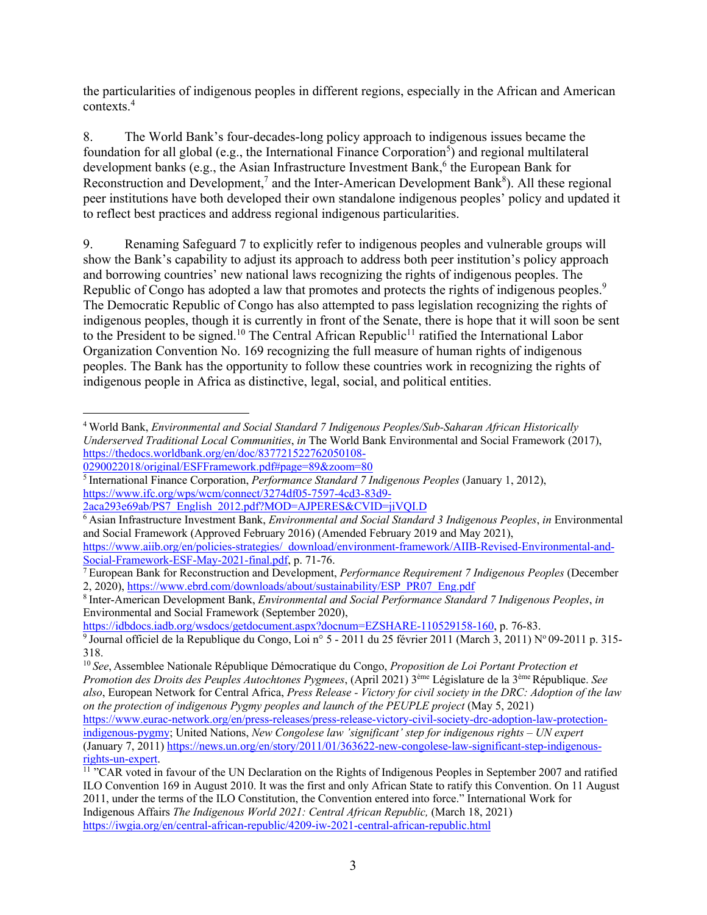the particularities of indigenous peoples in different regions, especially in the African and American contexts.[4]

8. The World Bank's four-decades-long policy approach to indigenous issues became the foundation for all global (e.g., the International Finance Corporation[5]) and regional multilateral development banks (e.g., the Asian Infrastructure Investment Bank,[6] the European Bank for Reconstruction and Development,[7] and the Inter-American Development Bank[8]). All these regional peer institutions have both developed their own standalone indigenous peoples' policy and updated it to reflect best practices and address regional indigenous particularities.

9. Renaming Safeguard 7 to explicitly refer to indigenous peoples and vulnerable groups will show the Bank's capability to adjust its approach to address both peer institution's policy approach and borrowing countries' new national laws recognizing the rights of indigenous peoples. The Republic of Congo has adopted a law that promotes and protects the rights of indigenous peoples.[9] The Democratic Republic of Congo has also attempted to pass legislation recognizing the rights of indigenous peoples, though it is currently in front of the Senate, there is hope that it will soon be sent to the President to be signed.[10] The Central African Republic[11] ratified the International Labor Organization Convention No. 169 recognizing the full measure of human rights of indigenous peoples. The Bank has the opportunity to follow these countries work in recognizing the rights of indigenous people in Africa as distinctive, legal, social, and political entities.

---

[4] World Bank, *Environmental and Social Standard 7 Indigenous Peoples/Sub-Saharan African Historically Underserved Traditional Local Communities*, *in* The World Bank Environmental and Social Framework (2017), https://thedocs.worldbank.org/en/doc/837721522762050108-0290022018/original/ESFFramework.pdf#page=89&zoom=80

[5] International Finance Corporation, *Performance Standard 7 Indigenous Peoples* (January 1, 2012), https://www.ifc.org/wps/wcm/connect/3274df05-7597-4cd3-83d9-2aca293e69ab/PS7_English_2012.pdf?MOD=AJPERES&CVID=jiVQI.D

[6] Asian Infrastructure Investment Bank, *Environmental and Social Standard 3 Indigenous Peoples*, *in* Environmental and Social Framework (Approved February 2016) (Amended February 2019 and May 2021), https://www.aiib.org/en/policies-strategies/_download/environment-framework/AIIB-Revised-Environmental-and-Social-Framework-ESF-May-2021-final.pdf, p. 71-76.

[7] European Bank for Reconstruction and Development, *Performance Requirement 7 Indigenous Peoples* (December 2, 2020), https://www.ebrd.com/downloads/about/sustainability/ESP_PR07_Eng.pdf

[8] Inter-American Development Bank, *Environmental and Social Performance Standard 7 Indigenous Peoples*, *in* Environmental and Social Framework (September 2020), https://idbdocs.iadb.org/wsdocs/getdocument.aspx?docnum=EZSHARE-110529158-160, p. 76-83.

[9] Journal officiel de la Republique du Congo, Loi n° 5 - 2011 du 25 février 2011 (March 3, 2011) N° 09-2011 p. 315-318.

[10] *See*, Assemblee Nationale République Démocratique du Congo, *Proposition de Loi Portant Protection et Promotion des Droits des Peuples Autochtones Pygmees*, (April 2021) 3ème Législature de la 3ème République. *See also*, European Network for Central Africa, *Press Release - Victory for civil society in the DRC: Adoption of the law on the protection of indigenous Pygmy peoples and launch of the PEUPLE project* (May 5, 2021) https://www.eurac-network.org/en/press-releases/press-release-victory-civil-society-drc-adoption-law-protection-indigenous-pygmy; United Nations, *New Congolese law 'significant' step for indigenous rights – UN expert* (January 7, 2011) https://news.un.org/en/story/2011/01/363622-new-congolese-law-significant-step-indigenous-rights-un-expert.

[11] "CAR voted in favour of the UN Declaration on the Rights of Indigenous Peoples in September 2007 and ratified ILO Convention 169 in August 2010. It was the first and only African State to ratify this Convention. On 11 August 2011, under the terms of the ILO Constitution, the Convention entered into force." International Work for Indigenous Affairs *The Indigenous World 2021: Central African Republic,* (March 18, 2021) https://iwgia.org/en/central-african-republic/4209-iw-2021-central-african-republic.html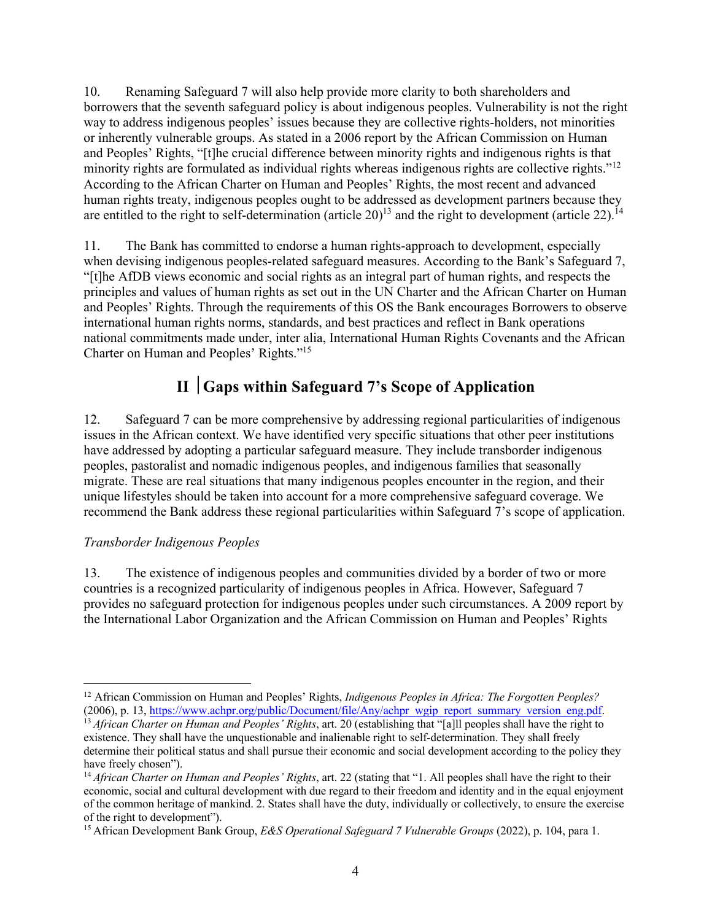10. Renaming Safeguard 7 will also help provide more clarity to both shareholders and borrowers that the seventh safeguard policy is about indigenous peoples. Vulnerability is not the right way to address indigenous peoples' issues because they are collective rights-holders, not minorities or inherently vulnerable groups. As stated in a 2006 report by the African Commission on Human and Peoples' Rights, "[t]he crucial difference between minority rights and indigenous rights is that minority rights are formulated as individual rights whereas indigenous rights are collective rights."[12] According to the African Charter on Human and Peoples' Rights, the most recent and advanced human rights treaty, indigenous peoples ought to be addressed as development partners because they are entitled to the right to self-determination (article 20)[13] and the right to development (article 22).[14]

11. The Bank has committed to endorse a human rights-approach to development, especially when devising indigenous peoples-related safeguard measures. According to the Bank's Safeguard 7, "[t]he AfDB views economic and social rights as an integral part of human rights, and respects the principles and values of human rights as set out in the UN Charter and the African Charter on Human and Peoples' Rights. Through the requirements of this OS the Bank encourages Borrowers to observe international human rights norms, standards, and best practices and reflect in Bank operations national commitments made under, inter alia, International Human Rights Covenants and the African Charter on Human and Peoples' Rights."[15]

## II | Gaps within Safeguard 7's Scope of Application

12. Safeguard 7 can be more comprehensive by addressing regional particularities of indigenous issues in the African context. We have identified very specific situations that other peer institutions have addressed by adopting a particular safeguard measure. They include transborder indigenous peoples, pastoralist and nomadic indigenous peoples, and indigenous families that seasonally migrate. These are real situations that many indigenous peoples encounter in the region, and their unique lifestyles should be taken into account for a more comprehensive safeguard coverage. We recommend the Bank address these regional particularities within Safeguard 7's scope of application.

*Transborder Indigenous Peoples*

13. The existence of indigenous peoples and communities divided by a border of two or more countries is a recognized particularity of indigenous peoples in Africa. However, Safeguard 7 provides no safeguard protection for indigenous peoples under such circumstances. A 2009 report by the International Labor Organization and the African Commission on Human and Peoples' Rights

---

[12] African Commission on Human and Peoples' Rights, *Indigenous Peoples in Africa: The Forgotten Peoples?* (2006), p. 13, https://www.achpr.org/public/Document/file/Any/achpr_wgip_report_summary_version_eng.pdf.

[13] *African Charter on Human and Peoples' Rights*, art. 20 (establishing that "[a]ll peoples shall have the right to existence. They shall have the unquestionable and inalienable right to self-determination. They shall freely determine their political status and shall pursue their economic and social development according to the policy they have freely chosen").

[14] *African Charter on Human and Peoples' Rights*, art. 22 (stating that "1. All peoples shall have the right to their economic, social and cultural development with due regard to their freedom and identity and in the equal enjoyment of the common heritage of mankind. 2. States shall have the duty, individually or collectively, to ensure the exercise of the right to development").

[15] African Development Bank Group, *E&S Operational Safeguard 7 Vulnerable Groups* (2022), p. 104, para 1.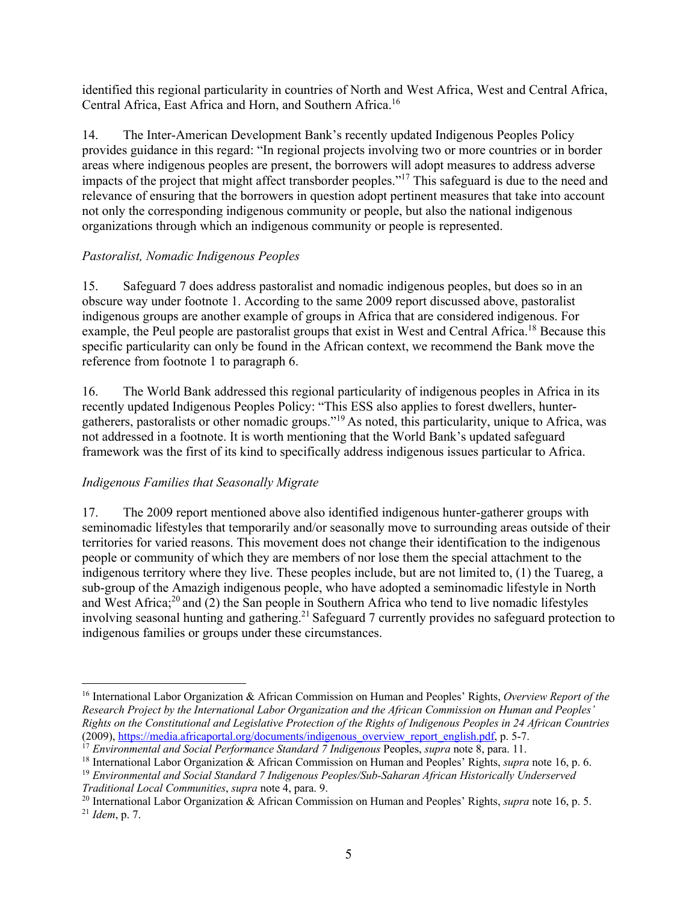identified this regional particularity in countries of North and West Africa, West and Central Africa, Central Africa, East Africa and Horn, and Southern Africa.[16]

14. The Inter-American Development Bank's recently updated Indigenous Peoples Policy provides guidance in this regard: "In regional projects involving two or more countries or in border areas where indigenous peoples are present, the borrowers will adopt measures to address adverse impacts of the project that might affect transborder peoples."[17] This safeguard is due to the need and relevance of ensuring that the borrowers in question adopt pertinent measures that take into account not only the corresponding indigenous community or people, but also the national indigenous organizations through which an indigenous community or people is represented.

*Pastoralist, Nomadic Indigenous Peoples*

15. Safeguard 7 does address pastoralist and nomadic indigenous peoples, but does so in an obscure way under footnote 1. According to the same 2009 report discussed above, pastoralist indigenous groups are another example of groups in Africa that are considered indigenous. For example, the Peul people are pastoralist groups that exist in West and Central Africa.[18] Because this specific particularity can only be found in the African context, we recommend the Bank move the reference from footnote 1 to paragraph 6.

16. The World Bank addressed this regional particularity of indigenous peoples in Africa in its recently updated Indigenous Peoples Policy: "This ESS also applies to forest dwellers, hunter-gatherers, pastoralists or other nomadic groups."[19] As noted, this particularity, unique to Africa, was not addressed in a footnote. It is worth mentioning that the World Bank's updated safeguard framework was the first of its kind to specifically address indigenous issues particular to Africa.

*Indigenous Families that Seasonally Migrate*

17. The 2009 report mentioned above also identified indigenous hunter-gatherer groups with seminomadic lifestyles that temporarily and/or seasonally move to surrounding areas outside of their territories for varied reasons. This movement does not change their identification to the indigenous people or community of which they are members of nor lose them the special attachment to the indigenous territory where they live. These peoples include, but are not limited to, (1) the Tuareg, a sub-group of the Amazigh indigenous people, who have adopted a seminomadic lifestyle in North and West Africa;[20] and (2) the San people in Southern Africa who tend to live nomadic lifestyles involving seasonal hunting and gathering.[21] Safeguard 7 currently provides no safeguard protection to indigenous families or groups under these circumstances.

---

[16] International Labor Organization & African Commission on Human and Peoples' Rights, *Overview Report of the Research Project by the International Labor Organization and the African Commission on Human and Peoples' Rights on the Constitutional and Legislative Protection of the Rights of Indigenous Peoples in 24 African Countries* (2009), https://media.africaportal.org/documents/indigenous_overview_report_english.pdf, p. 5-7.

[17] *Environmental and Social Performance Standard 7 Indigenous* Peoples, *supra* note 8, para. 11.

[18] International Labor Organization & African Commission on Human and Peoples' Rights, *supra* note 16, p. 6.

[19] *Environmental and Social Standard 7 Indigenous Peoples/Sub-Saharan African Historically Underserved Traditional Local Communities*, *supra* note 4, para. 9.

[20] International Labor Organization & African Commission on Human and Peoples' Rights, *supra* note 16, p. 5.

[21] *Idem*, p. 7.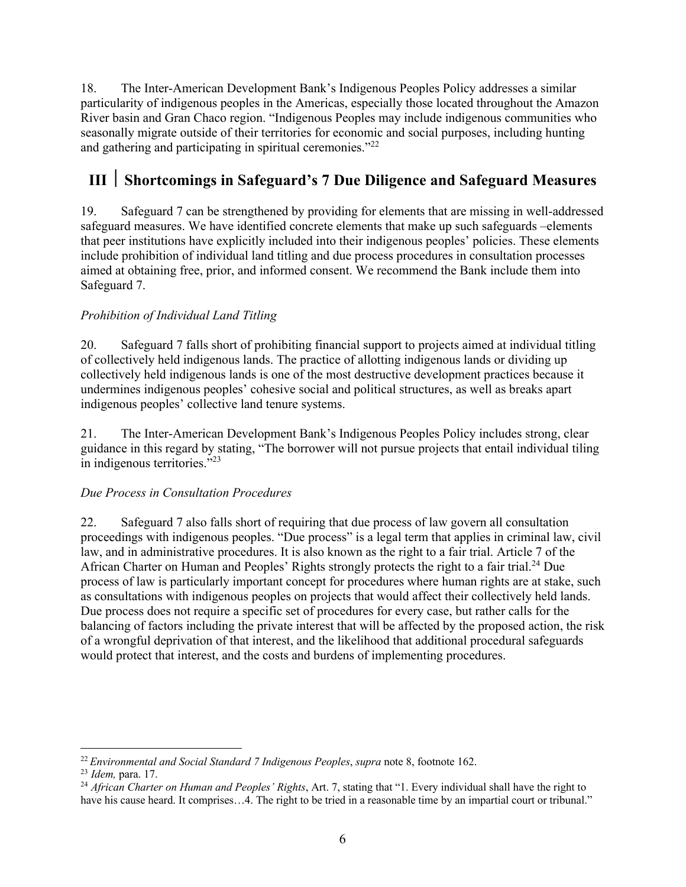18. The Inter-American Development Bank's Indigenous Peoples Policy addresses a similar particularity of indigenous peoples in the Americas, especially those located throughout the Amazon River basin and Gran Chaco region. "Indigenous Peoples may include indigenous communities who seasonally migrate outside of their territories for economic and social purposes, including hunting and gathering and participating in spiritual ceremonies."[22]

## III | Shortcomings in Safeguard's 7 Due Diligence and Safeguard Measures

19. Safeguard 7 can be strengthened by providing for elements that are missing in well-addressed safeguard measures. We have identified concrete elements that make up such safeguards –elements that peer institutions have explicitly included into their indigenous peoples' policies. These elements include prohibition of individual land titling and due process procedures in consultation processes aimed at obtaining free, prior, and informed consent. We recommend the Bank include them into Safeguard 7.

*Prohibition of Individual Land Titling*

20. Safeguard 7 falls short of prohibiting financial support to projects aimed at individual titling of collectively held indigenous lands. The practice of allotting indigenous lands or dividing up collectively held indigenous lands is one of the most destructive development practices because it undermines indigenous peoples' cohesive social and political structures, as well as breaks apart indigenous peoples' collective land tenure systems.

21. The Inter-American Development Bank's Indigenous Peoples Policy includes strong, clear guidance in this regard by stating, "The borrower will not pursue projects that entail individual tiling in indigenous territories."[23]

*Due Process in Consultation Procedures*

22. Safeguard 7 also falls short of requiring that due process of law govern all consultation proceedings with indigenous peoples. "Due process" is a legal term that applies in criminal law, civil law, and in administrative procedures. It is also known as the right to a fair trial. Article 7 of the African Charter on Human and Peoples' Rights strongly protects the right to a fair trial.[24] Due process of law is particularly important concept for procedures where human rights are at stake, such as consultations with indigenous peoples on projects that would affect their collectively held lands. Due process does not require a specific set of procedures for every case, but rather calls for the balancing of factors including the private interest that will be affected by the proposed action, the risk of a wrongful deprivation of that interest, and the likelihood that additional procedural safeguards would protect that interest, and the costs and burdens of implementing procedures.

---

[22] *Environmental and Social Standard 7 Indigenous Peoples*, *supra* note 8, footnote 162.

[23] *Idem,* para. 17.

[24] *African Charter on Human and Peoples' Rights*, Art. 7, stating that "1. Every individual shall have the right to have his cause heard. It comprises…4. The right to be tried in a reasonable time by an impartial court or tribunal."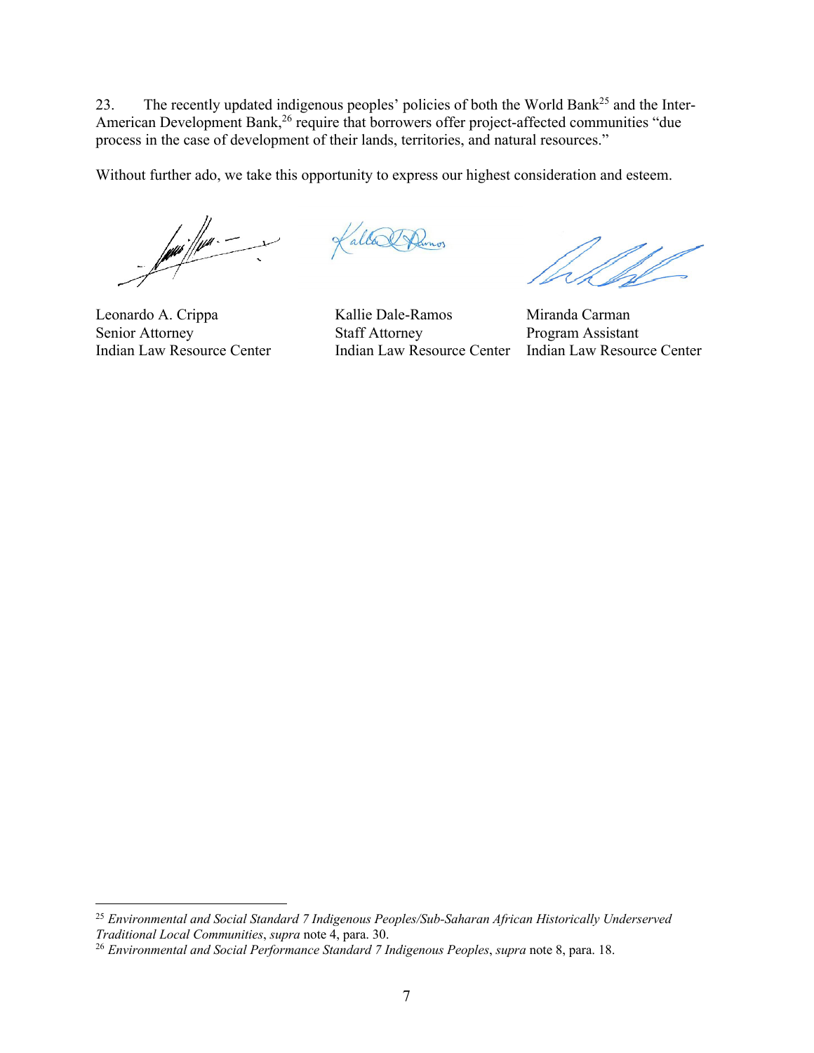23. The recently updated indigenous peoples' policies of both the World Bank[25] and the Inter-American Development Bank,[26] require that borrowers offer project-affected communities "due process in the case of development of their lands, territories, and natural resources."

Without further ado, we take this opportunity to express our highest consideration and esteem.

| | | |
|---|---|---|
| Leonardo A. Crippa | Kallie Dale-Ramos | Miranda Carman |
| Senior Attorney | Staff Attorney | Program Assistant |
| Indian Law Resource Center | Indian Law Resource Center | Indian Law Resource Center |

---

[25] *Environmental and Social Standard 7 Indigenous Peoples/Sub-Saharan African Historically Underserved Traditional Local Communities*, *supra* note 4, para. 30.

[26] *Environmental and Social Performance Standard 7 Indigenous Peoples*, *supra* note 8, para. 18.